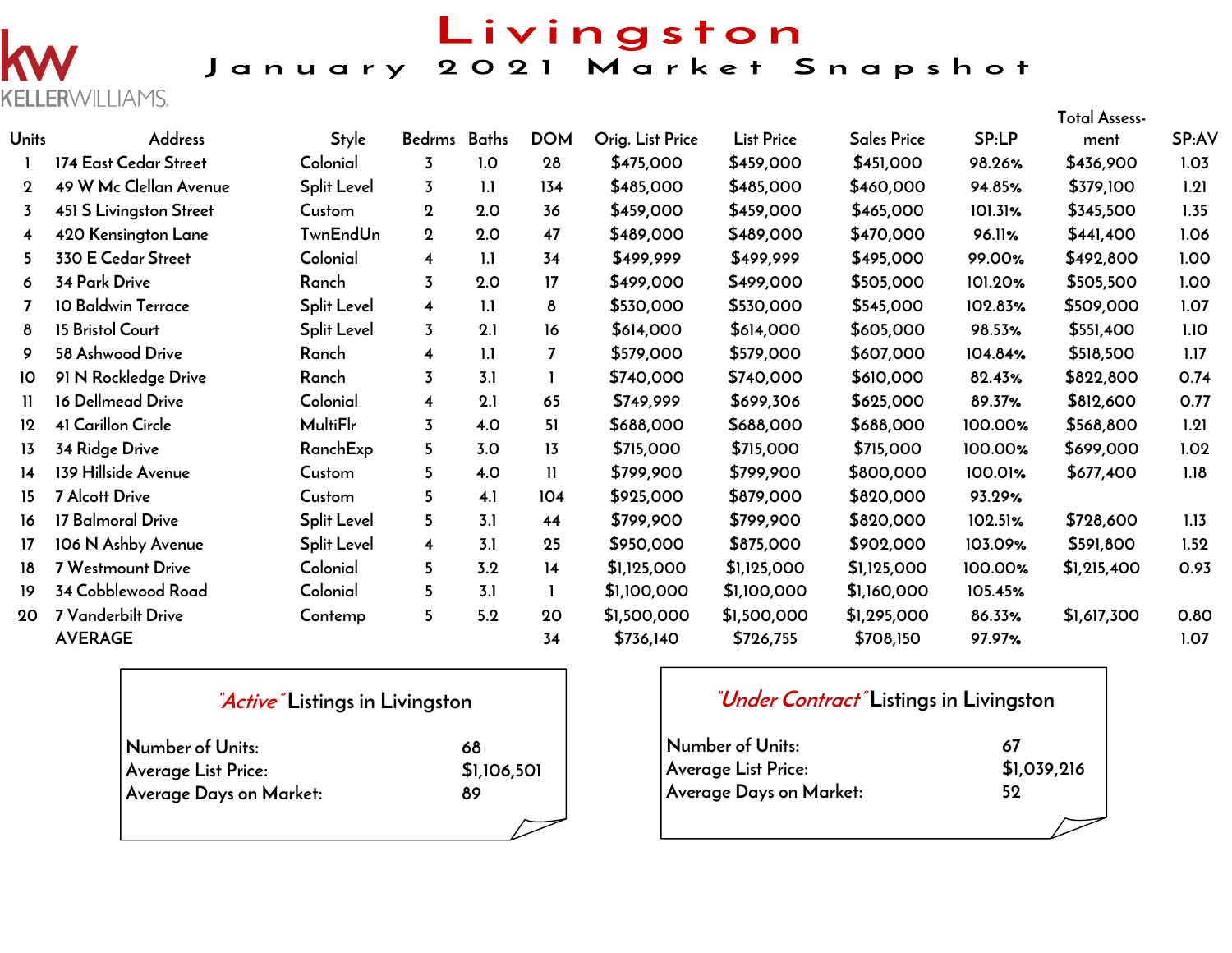KELLERWILLIAMS.

# Livingston

## January 2021 Market Snapshot

| Units | Address | Style | Bedrms | Baths | DOM | Orig. List Price | List Price | Sales Price | SP:LP | Total Assess-ment | SP:AV |
|---|---|---|---|---|---|---|---|---|---|---|---|
| 1 | 174 East Cedar Street | Colonial | 3 | 1.0 | 28 | $475,000 | $459,000 | $451,000 | 98.26% | $436,900 | 1.03 |
| 2 | 49 W Mc Clellan Avenue | Split Level | 3 | 1.1 | 134 | $485,000 | $485,000 | $460,000 | 94.85% | $379,100 | 1.21 |
| 3 | 451 S Livingston Street | Custom | 2 | 2.0 | 36 | $459,000 | $459,000 | $465,000 | 101.31% | $345,500 | 1.35 |
| 4 | 420 Kensington Lane | TwnEndUn | 2 | 2.0 | 47 | $489,000 | $489,000 | $470,000 | 96.11% | $441,400 | 1.06 |
| 5 | 330 E Cedar Street | Colonial | 4 | 1.1 | 34 | $499,999 | $499,999 | $495,000 | 99.00% | $492,800 | 1.00 |
| 6 | 34 Park Drive | Ranch | 3 | 2.0 | 17 | $499,000 | $499,000 | $505,000 | 101.20% | $505,500 | 1.00 |
| 7 | 10 Baldwin Terrace | Split Level | 4 | 1.1 | 8 | $530,000 | $530,000 | $545,000 | 102.83% | $509,000 | 1.07 |
| 8 | 15 Bristol Court | Split Level | 3 | 2.1 | 16 | $614,000 | $614,000 | $605,000 | 98.53% | $551,400 | 1.10 |
| 9 | 58 Ashwood Drive | Ranch | 4 | 1.1 | 7 | $579,000 | $579,000 | $607,000 | 104.84% | $518,500 | 1.17 |
| 10 | 91 N Rockledge Drive | Ranch | 3 | 3.1 | 1 | $740,000 | $740,000 | $610,000 | 82.43% | $822,800 | 0.74 |
| 11 | 16 Dellmead Drive | Colonial | 4 | 2.1 | 65 | $749,999 | $699,306 | $625,000 | 89.37% | $812,600 | 0.77 |
| 12 | 41 Carillon Circle | MultiFlr | 3 | 4.0 | 51 | $688,000 | $688,000 | $688,000 | 100.00% | $568,800 | 1.21 |
| 13 | 34 Ridge Drive | RanchExp | 5 | 3.0 | 13 | $715,000 | $715,000 | $715,000 | 100.00% | $699,000 | 1.02 |
| 14 | 139 Hillside Avenue | Custom | 5 | 4.0 | 11 | $799,900 | $799,900 | $800,000 | 100.01% | $677,400 | 1.18 |
| 15 | 7 Alcott Drive | Custom | 5 | 4.1 | 104 | $925,000 | $879,000 | $820,000 | 93.29% | | |
| 16 | 17 Balmoral Drive | Split Level | 5 | 3.1 | 44 | $799,900 | $799,900 | $820,000 | 102.51% | $728,600 | 1.13 |
| 17 | 106 N Ashby Avenue | Split Level | 4 | 3.1 | 25 | $950,000 | $875,000 | $902,000 | 103.09% | $591,800 | 1.52 |
| 18 | 7 Westmount Drive | Colonial | 5 | 3.2 | 14 | $1,125,000 | $1,125,000 | $1,125,000 | 100.00% | $1,215,400 | 0.93 |
| 19 | 34 Cobblewood Road | Colonial | 5 | 3.1 | 1 | $1,100,000 | $1,100,000 | $1,160,000 | 105.45% | | |
| 20 | 7 Vanderbilt Drive | Contemp | 5 | 5.2 | 20 | $1,500,000 | $1,500,000 | $1,295,000 | 86.33% | $1,617,300 | 0.80 |
| | AVERAGE | | | | 34 | $736,140 | $726,755 | $708,150 | 97.97% | | 1.07 |

### *"Active"* Listings in Livingston

| | |
|---|---|
| Number of Units: | 68 |
| Average List Price: | $1,106,501 |
| Average Days on Market: | 89 |

### *"Under Contract"* Listings in Livingston

| | |
|---|---|
| Number of Units: | 67 |
| Average List Price: | $1,039,216 |
| Average Days on Market: | 52 |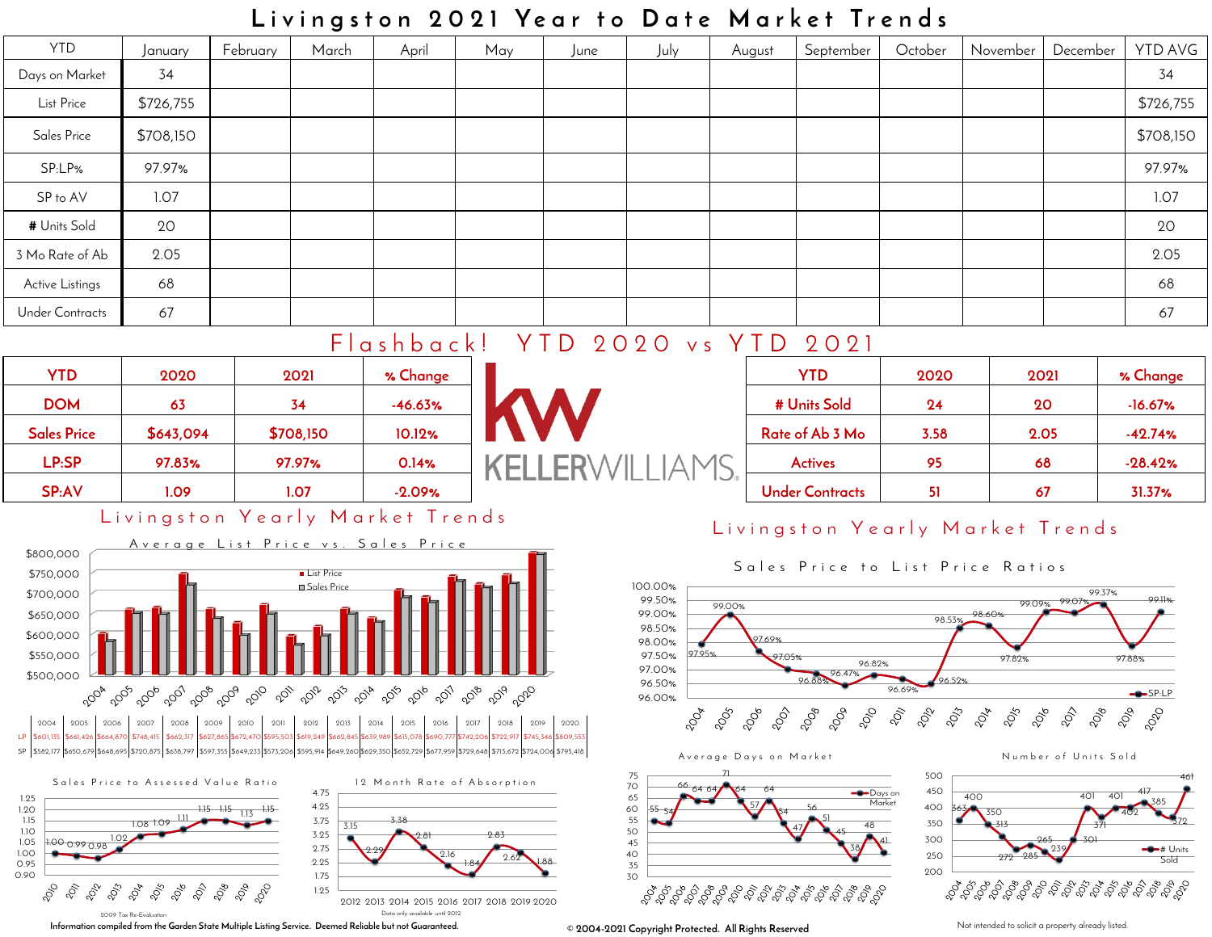# Livingston 2021 Year to Date Market Trends

| YTD | January | February | March | April | May | June | July | August | September | October | November | December | YTD AVG |
|---|---|---|---|---|---|---|---|---|---|---|---|---|---|
| Days on Market | 34 | | | | | | | | | | | | 34 |
| List Price | $726,755 | | | | | | | | | | | | $726,755 |
| Sales Price | $708,150 | | | | | | | | | | | | $708,150 |
| SP:LP% | 97.97% | | | | | | | | | | | | 97.97% |
| SP to AV | 1.07 | | | | | | | | | | | | 1.07 |
| # Units Sold | 20 | | | | | | | | | | | | 20 |
| 3 Mo Rate of Ab | 2.05 | | | | | | | | | | | | 2.05 |
| Active Listings | 68 | | | | | | | | | | | | 68 |
| Under Contracts | 67 | | | | | | | | | | | | 67 |

## Flashback! YTD 2020 vs YTD 2021

| YTD | 2020 | 2021 | % Change |
|---|---|---|---|
| DOM | 63 | 34 | -46.63% |
| Sales Price | $643,094 | $708,150 | 10.12% |
| LP:SP | 97.83% | 97.97% | 0.14% |
| SP:AV | 1.09 | 1.07 | -2.09% |

| YTD | 2020 | 2021 | % Change |
|---|---|---|---|
| # Units Sold | 24 | 20 | -16.67% |
| Rate of Ab 3 Mo | 3.58 | 2.05 | -42.74% |
| Actives | 95 | 68 | -28.42% |
| Under Contracts | 51 | 67 | 31.37% |

KELLERWILLIAMS.

## Livingston Yearly Market Trends

Average List Price vs. Sales Price

List Price
Sales Price

$800,000 $750,000 $700,000 $650,000 $600,000 $550,000 $500,000

2004 2005 2006 2007 2008 2009 2010 2011 2012 2013 2014 2015 2016 2017 2018 2019 2020

| | 2004 | 2005 | 2006 | 2007 | 2008 | 2009 | 2010 | 2011 | 2012 | 2013 | 2014 | 2015 | 2016 | 2017 | 2018 | 2019 | 2020 |
|---|---|---|---|---|---|---|---|---|---|---|---|---|---|---|---|---|---|
| LP | $601,135 | $661,426 | $664,870 | $748,415 | $662,317 | $627,865 | $672,470 | $595,503 | $619,249 | $662,845 | $639,989 | $705,078 | $690,777 | $742,206 | $722,917 | $745,346 | $809,553 |
| SP | $582,177 | $650,679 | $648,695 | $720,875 | $638,797 | $597,355 | $649,233 | $573,206 | $595,914 | $649,260 | $629,350 | $652,729 | $677,959 | $729,648 | $713,672 | $724,006 | $795,418 |

## Livingston Yearly Market Trends

Sales Price to List Price Ratios

97.95% 99.00% 97.69% 97.05% 96.88% 96.47% 96.82% 96.69% 96.52% 98.53% 98.60% 97.82% 99.09% 99.07% 99.37% 97.88% 99.11%

SP:LP

Sales Price to Assessed Value Ratio

1.00 0.99 0.98 1.02 1.08 1.09 1.11 1.15 1.15 1.13 1.15

2009 Tax Re-Evaluation

12 Month Rate of Absorption

3.15 2.29 3.38 2.81 2.16 1.84 2.83 2.62 1.88

Data only available until 2012

Average Days on Market

55 54 66 64 64 71 64 57 64 54 47 56 51 45 38 48 41

Days on Market

Number of Units Sold

363 400 350 313 272 285 265 239 301 401 371 401 402 417 385 372 461

# Units Sold

Information compiled from the Garden State Multiple Listing Service. Deemed Reliable but not Guaranteed.

© 2004-2021 Copyright Protected. All Rights Reserved

Not intended to solicit a property already listed.